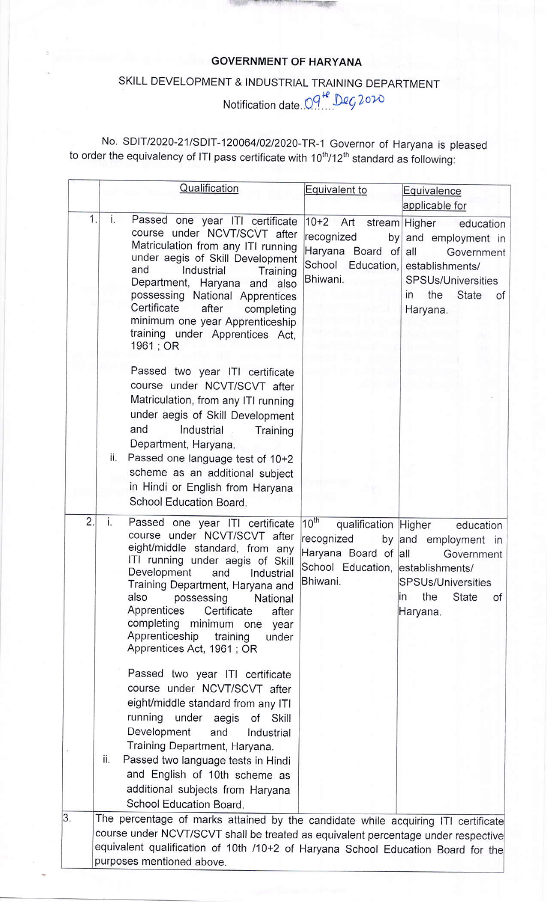**GOVERNMENT OF HARYANA**

SKILL DEVELOPMENT & INDUSTRIAL TRAINING DEPARTMENT

Notification date 09th Dec 2020

No. SDIT/2020-21/SDIT-120064/02/2020-TR-1 Governor of Haryana is pleased to order the equivalency of ITI pass certificate with 10th/12th standard as following:

| | Qualification | Equivalent to | Equivalence applicable for |
|---|---|---|---|
| 1. | i. Passed one year ITI certificate course under NCVT/SCVT after Matriculation from any ITI running under aegis of Skill Development and Industrial Training Department, Haryana and also possessing National Apprentices Certificate after completing minimum one year Apprenticeship training under Apprentices Act, 1961 ; OR<br><br>Passed two year ITI certificate course under NCVT/SCVT after Matriculation, from any ITI running under aegis of Skill Development and Industrial Training Department, Haryana.<br><br>ii. Passed one language test of 10+2 scheme as an additional subject in Hindi or English from Haryana School Education Board. | 10+2 Art stream recognized by Haryana Board of School Education, Bhiwani. | Higher education and employment in all Government establishments/ SPSUs/Universities in the State of Haryana. |
| 2. | i. Passed one year ITI certificate course under NCVT/SCVT after eight/middle standard, from any ITI running under aegis of Skill Development and Industrial Training Department, Haryana and also possessing National Apprentices Certificate after completing minimum one year Apprenticeship training under Apprentices Act, 1961 ; OR<br><br>Passed two year ITI certificate course under NCVT/SCVT after eight/middle standard from any ITI running under aegis of Skill Development and Industrial Training Department, Haryana.<br><br>ii. Passed two language tests in Hindi and English of 10th scheme as additional subjects from Haryana School Education Board. | 10th qualification recognized by Haryana Board of School Education, Bhiwani. | Higher education and employment in all Government establishments/ SPSUs/Universities in the State of Haryana. |
| 3. | The percentage of marks attained by the candidate while acquiring ITI certificate course under NCVT/SCVT shall be treated as equivalent percentage under respective equivalent qualification of 10th /10+2 of Haryana School Education Board for the purposes mentioned above. | | |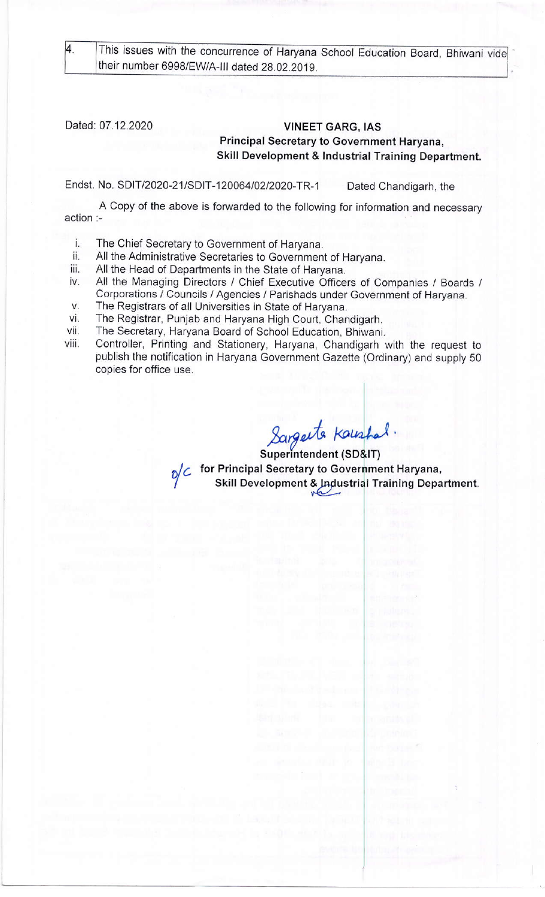| | |
|---|---|
| 4. | This issues with the concurrence of Haryana School Education Board, Bhiwani vide their number 6998/EW/A-III dated 28.02.2019. |

Dated: 07.12.2020

**VINEET GARG, IAS**
**Principal Secretary to Government Haryana,**
**Skill Development & Industrial Training Department.**

Endst. No. SDIT/2020-21/SDIT-120064/02/2020-TR-1     Dated Chandigarh, the

A Copy of the above is forwarded to the following for information and necessary action :-

i. The Chief Secretary to Government of Haryana.
ii. All the Administrative Secretaries to Government of Haryana.
iii. All the Head of Departments in the State of Haryana.
iv. All the Managing Directors / Chief Executive Officers of Companies / Boards / Corporations / Councils / Agencies / Parishads under Government of Haryana.
v. The Registrars of all Universities in State of Haryana.
vi. The Registrar, Punjab and Haryana High Court, Chandigarh.
vii. The Secretary, Haryana Board of School Education, Bhiwani.
viii. Controller, Printing and Stationery, Haryana, Chandigarh with the request to publish the notification in Haryana Government Gazette (Ordinary) and supply 50 copies for office use.

Sargeeta Kaushal.
**Superintendent (SD&IT)**
o/c **for Principal Secretary to Government Haryana,**
**Skill Development & Industrial Training Department.**